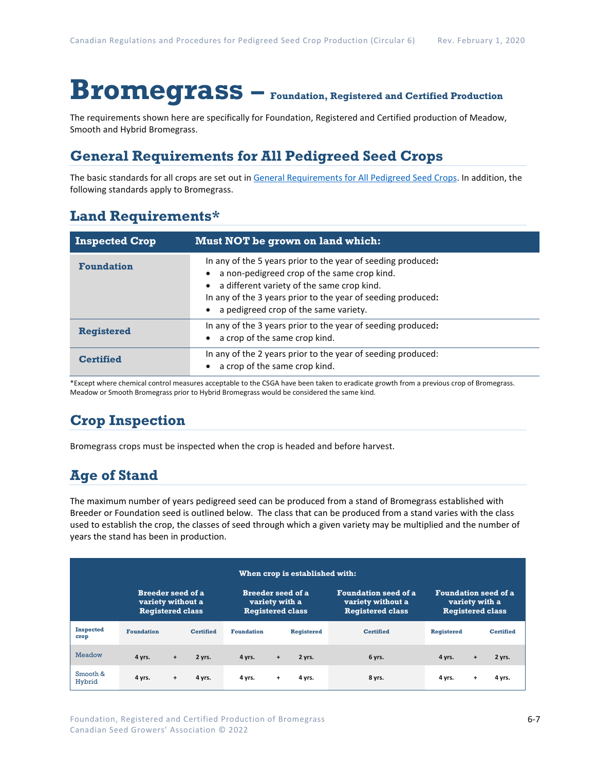# Bromegrass – Foundation, Registered and Certified Production

The requirements shown here are specifically for Foundation, Registered and Certified production of Meadow, Smooth and Hybrid Bromegrass.

## General Requirements for All Pedigreed Seed Crops

The basic standards for all crops are set out in General Requirements for All Pedigreed Seed Crops. In addition, the following standards apply to Bromegrass.

## Land Requirements*

| Inspected Crop | Must NOT be grown on land which: |
|---|---|
| **Foundation** | In any of the 5 years prior to the year of seeding produced:<br>• a non-pedigreed crop of the same crop kind.<br>• a different variety of the same crop kind.<br>In any of the 3 years prior to the year of seeding produced:<br>• a pedigreed crop of the same variety. |
| **Registered** | In any of the 3 years prior to the year of seeding produced:<br>• a crop of the same crop kind. |
| **Certified** | In any of the 2 years prior to the year of seeding produced:<br>• a crop of the same crop kind. |

*Except where chemical control measures acceptable to the CSGA have been taken to eradicate growth from a previous crop of Bromegrass. Meadow or Smooth Bromegrass prior to Hybrid Bromegrass would be considered the same kind.

## Crop Inspection

Bromegrass crops must be inspected when the crop is headed and before harvest.

## Age of Stand

The maximum number of years pedigreed seed can be produced from a stand of Bromegrass established with Breeder or Foundation seed is outlined below. The class that can be produced from a stand varies with the class used to establish the crop, the classes of seed through which a given variety may be multiplied and the number of years the stand has been in production.

| | When crop is established with: | | | | | | | | | | |
|---|---|---|---|---|---|---|---|---|---|---|---|
| | Breeder seed of a variety without a Registered class | | | Breeder seed of a variety with a Registered class | | | Foundation seed of a variety without a Registered class | Foundation seed of a variety with a Registered class | | |
| Inspected crop | Foundation | | Certified | Foundation | | Registered | Certified | Registered | | Certified |
| Meadow | 4 yrs. | + | 2 yrs. | 4 yrs. | + | 2 yrs. | 6 yrs. | 4 yrs. | + | 2 yrs. |
| Smooth & Hybrid | 4 yrs. | + | 4 yrs. | 4 yrs. | + | 4 yrs. | 8 yrs. | 4 yrs. | + | 4 yrs. |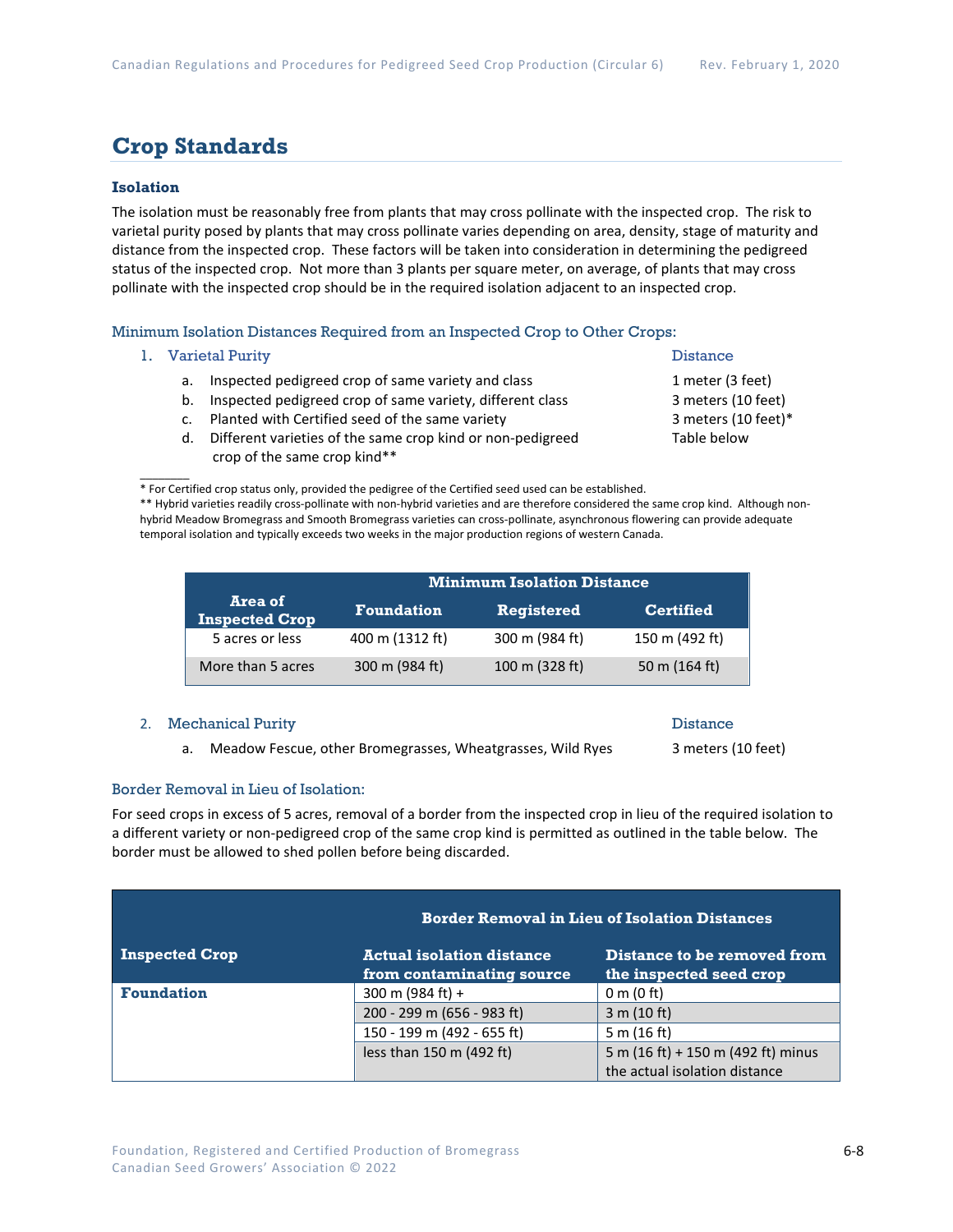## Crop Standards

### Isolation

The isolation must be reasonably free from plants that may cross pollinate with the inspected crop. The risk to varietal purity posed by plants that may cross pollinate varies depending on area, density, stage of maturity and distance from the inspected crop. These factors will be taken into consideration in determining the pedigreed status of the inspected crop. Not more than 3 plants per square meter, on average, of plants that may cross pollinate with the inspected crop should be in the required isolation adjacent to an inspected crop.

#### Minimum Isolation Distances Required from an Inspected Crop to Other Crops:

1. Varietal Purity — Distance
   a. Inspected pedigreed crop of same variety and class — 1 meter (3 feet)
   b. Inspected pedigreed crop of same variety, different class — 3 meters (10 feet)
   c. Planted with Certified seed of the same variety — 3 meters (10 feet)*
   d. Different varieties of the same crop kind or non-pedigreed crop of the same crop kind** — Table below

\* For Certified crop status only, provided the pedigree of the Certified seed used can be established.
\** Hybrid varieties readily cross-pollinate with non-hybrid varieties and are therefore considered the same crop kind. Although non-hybrid Meadow Bromegrass and Smooth Bromegrass varieties can cross-pollinate, asynchronous flowering can provide adequate temporal isolation and typically exceeds two weeks in the major production regions of western Canada.

| Area of Inspected Crop | Minimum Isolation Distance | | |
|---|---|---|---|
| | Foundation | Registered | Certified |
| 5 acres or less | 400 m (1312 ft) | 300 m (984 ft) | 150 m (492 ft) |
| More than 5 acres | 300 m (984 ft) | 100 m (328 ft) | 50 m (164 ft) |

2. Mechanical Purity — Distance
   a. Meadow Fescue, other Bromegrasses, Wheatgrasses, Wild Ryes — 3 meters (10 feet)

#### Border Removal in Lieu of Isolation:

For seed crops in excess of 5 acres, removal of a border from the inspected crop in lieu of the required isolation to a different variety or non-pedigreed crop of the same crop kind is permitted as outlined in the table below. The border must be allowed to shed pollen before being discarded.

| Inspected Crop | Border Removal in Lieu of Isolation Distances | |
|---|---|---|
| | Actual isolation distance from contaminating source | Distance to be removed from the inspected seed crop |
| **Foundation** | 300 m (984 ft) + | 0 m (0 ft) |
| | 200 - 299 m (656 - 983 ft) | 3 m (10 ft) |
| | 150 - 199 m (492 - 655 ft) | 5 m (16 ft) |
| | less than 150 m (492 ft) | 5 m (16 ft) + 150 m (492 ft) minus the actual isolation distance |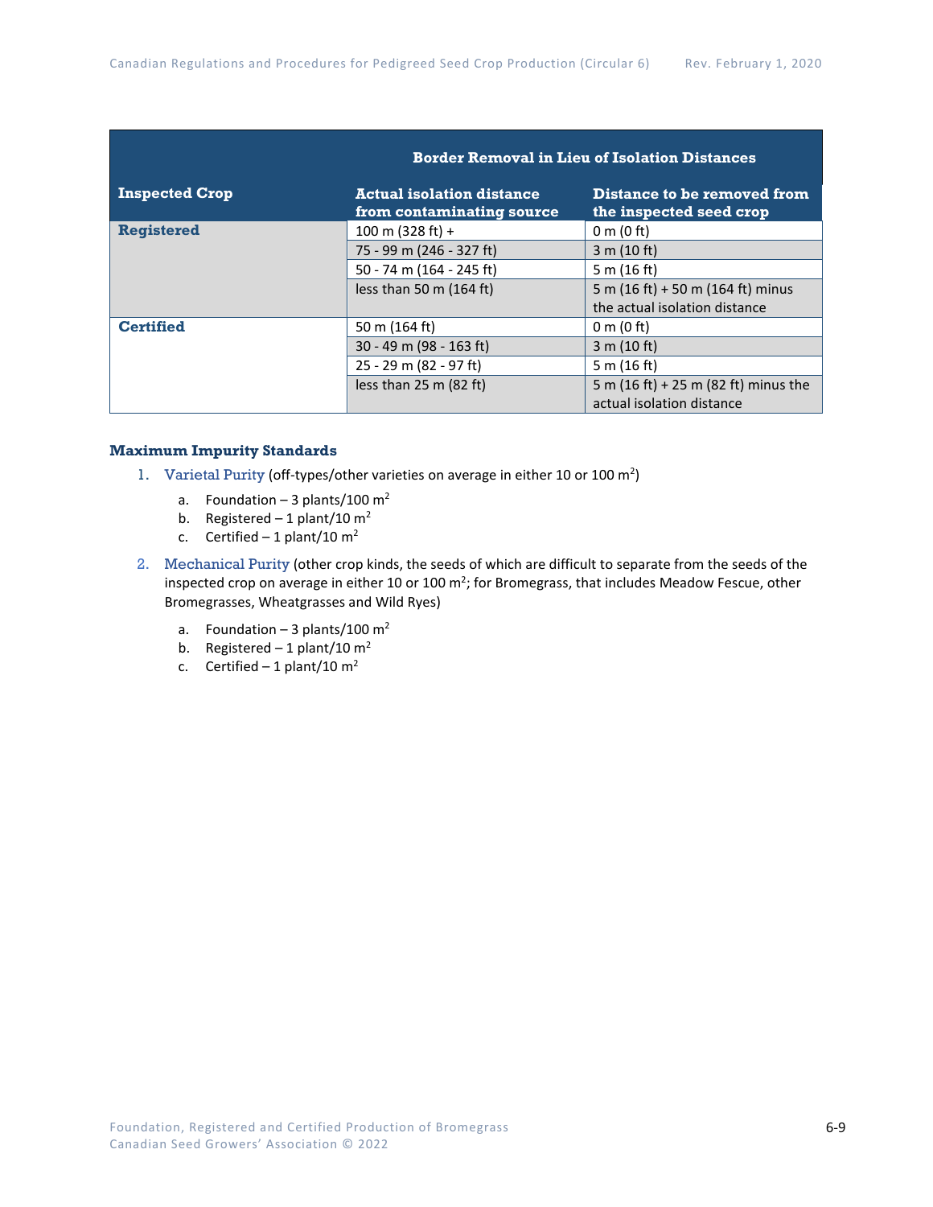| Inspected Crop | Border Removal in Lieu of Isolation Distances | |
|---|---|---|
| | Actual isolation distance from contaminating source | Distance to be removed from the inspected seed crop |
| **Registered** | 100 m (328 ft) + | 0 m (0 ft) |
| | 75 - 99 m (246 - 327 ft) | 3 m (10 ft) |
| | 50 - 74 m (164 - 245 ft) | 5 m (16 ft) |
| | less than 50 m (164 ft) | 5 m (16 ft) + 50 m (164 ft) minus the actual isolation distance |
| **Certified** | 50 m (164 ft) | 0 m (0 ft) |
| | 30 - 49 m (98 - 163 ft) | 3 m (10 ft) |
| | 25 - 29 m (82 - 97 ft) | 5 m (16 ft) |
| | less than 25 m (82 ft) | 5 m (16 ft) + 25 m (82 ft) minus the actual isolation distance |

### Maximum Impurity Standards

1. Varietal Purity (off-types/other varieties on average in either 10 or 100 $m^2$)
   a. Foundation – 3 plants/100 $m^2$
   b. Registered – 1 plant/10 $m^2$
   c. Certified – 1 plant/10 $m^2$

2. Mechanical Purity (other crop kinds, the seeds of which are difficult to separate from the seeds of the inspected crop on average in either 10 or 100 $m^2$; for Bromegrass, that includes Meadow Fescue, other Bromegrasses, Wheatgrasses and Wild Ryes)
   a. Foundation – 3 plants/100 $m^2$
   b. Registered – 1 plant/10 $m^2$
   c. Certified – 1 plant/10 $m^2$